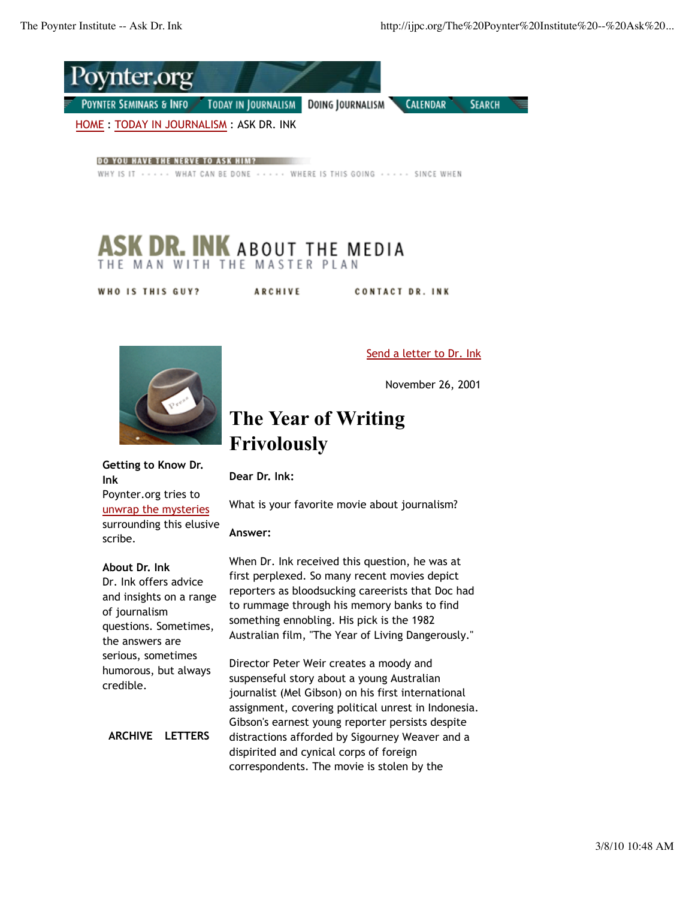Poynter.org

POYNTER SEMINARS & INFO | TODAY IN JOURNALISM | DOING JOURNALISM | CALENDAR | SEARCH

HOME : TODAY IN JOURNALISM : ASK DR. INK

DO YOU HAVE THE NERVE TO ASK HIM?

WHY IS IT ----- WHAT CAN BE DONE ----- WHERE IS THIS GOING ----- SINCE WHEN

# ASK DR. INK ABOUT THE MEDIA

THE MAN WITH THE MASTER PLAN

WHO IS THIS GUY? | ARCHIVE | CONTACT DR. INK

**Getting to Know Dr. Ink**
Poynter.org tries to unwrap the mysteries surrounding this elusive scribe.

**About Dr. Ink**
Dr. Ink offers advice and insights on a range of journalism questions. Sometimes, the answers are serious, sometimes humorous, but always credible.

**ARCHIVE** **LETTERS**

Send a letter to Dr. Ink

November 26, 2001

# The Year of Writing Frivolously

**Dear Dr. Ink:**

What is your favorite movie about journalism?

**Answer:**

When Dr. Ink received this question, he was at first perplexed. So many recent movies depict reporters as bloodsucking careerists that Doc had to rummage through his memory banks to find something ennobling. His pick is the 1982 Australian film, "The Year of Living Dangerously."

Director Peter Weir creates a moody and suspenseful story about a young Australian journalist (Mel Gibson) on his first international assignment, covering political unrest in Indonesia. Gibson's earnest young reporter persists despite distractions afforded by Sigourney Weaver and a dispirited and cynical corps of foreign correspondents. The movie is stolen by the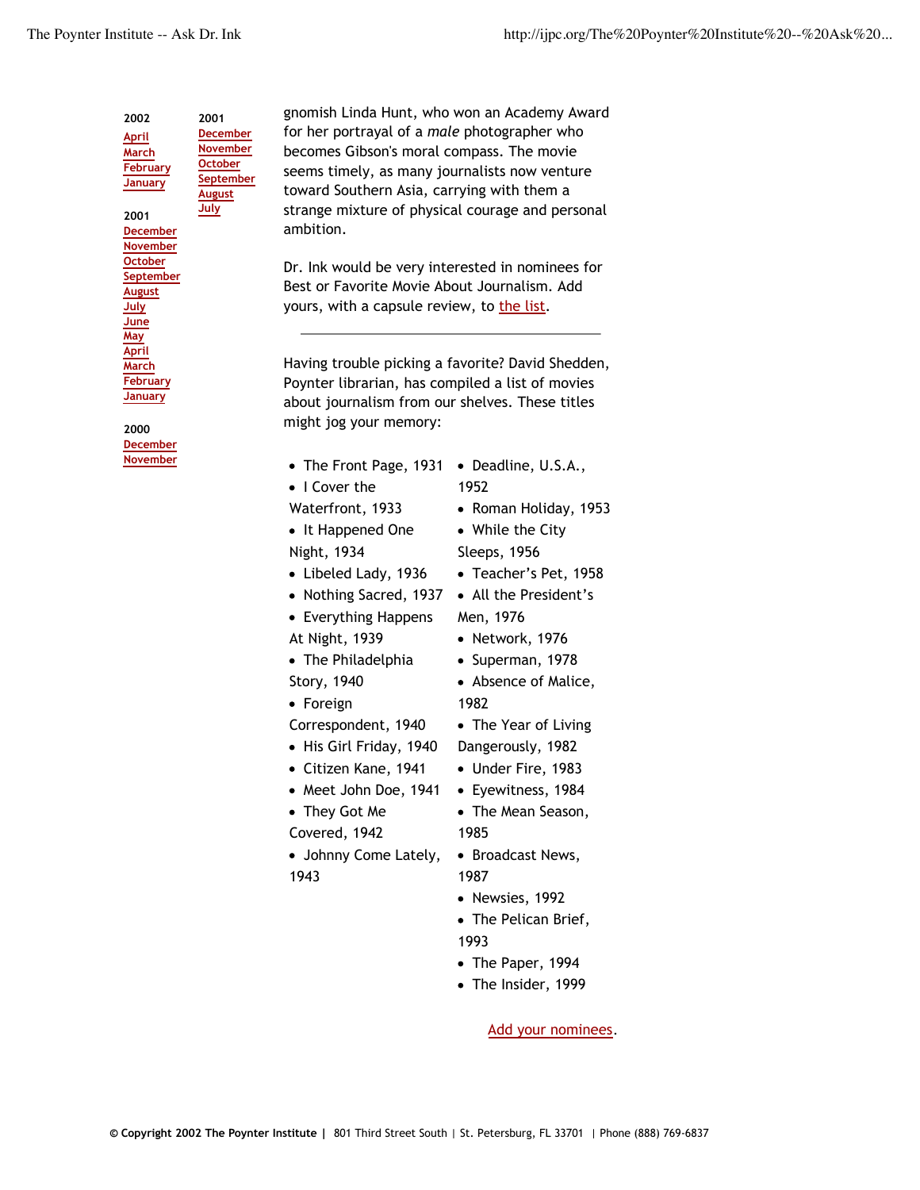gnomish Linda Hunt, who won an Academy Award for her portrayal of a *male* photographer who becomes Gibson's moral compass. The movie seems timely, as many journalists now venture toward Southern Asia, carrying with them a strange mixture of physical courage and personal ambition.

Dr. Ink would be very interested in nominees for Best or Favorite Movie About Journalism. Add yours, with a capsule review, to the list.

---

Having trouble picking a favorite? David Shedden, Poynter librarian, has compiled a list of movies about journalism from our shelves. These titles might jog your memory:

- The Front Page, 1931
- I Cover the Waterfront, 1933
- It Happened One Night, 1934
- Libeled Lady, 1936
- Nothing Sacred, 1937
- Everything Happens At Night, 1939
- The Philadelphia Story, 1940
- Foreign Correspondent, 1940
- His Girl Friday, 1940
- Citizen Kane, 1941
- Meet John Doe, 1941
- They Got Me Covered, 1942
- Johnny Come Lately, 1943
- Deadline, U.S.A., 1952
- Roman Holiday, 1953
- While the City Sleeps, 1956
- Teacher's Pet, 1958
- All the President's Men, 1976
- Network, 1976
- Superman, 1978
- Absence of Malice, 1982
- The Year of Living Dangerously, 1982
- Under Fire, 1983
- Eyewitness, 1984
- The Mean Season, 1985
- Broadcast News, 1987
- Newsies, 1992
- The Pelican Brief, 1993
- The Paper, 1994
- The Insider, 1999

Add your nominees.

**2002**
April
March
February
January

**2001**
December
November
October
September
August
July
June
May
April
March
February
January

**2000**
December
November

**2001**
December
November
October
September
August
July

**© Copyright 2002 The Poynter Institute |** 801 Third Street South | St. Petersburg, FL 33701 | Phone (888) 769-6837